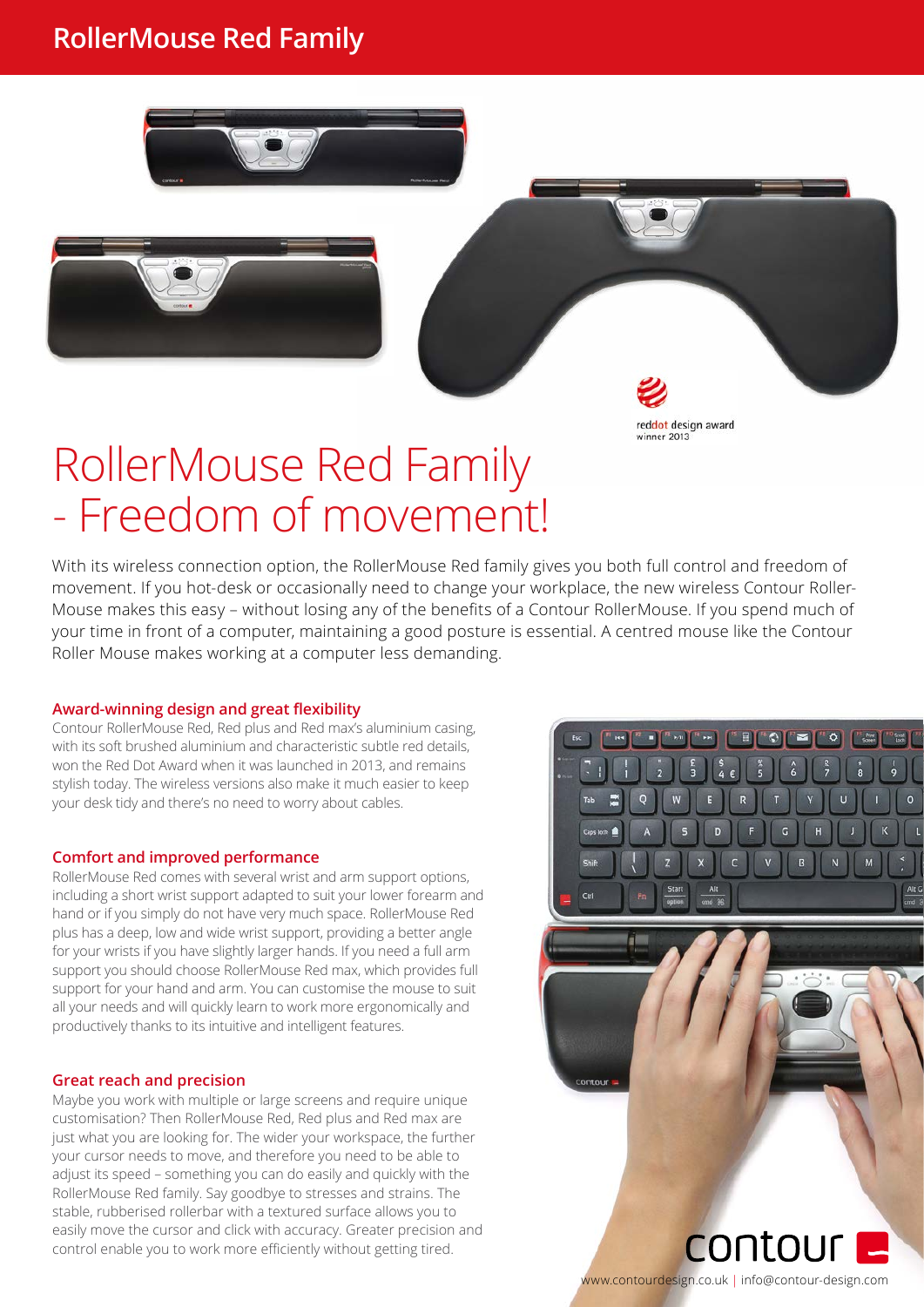# RollerMouse Red Family

reddot design award
winner 2013

# RollerMouse Red Family - Freedom of movement!

With its wireless connection option, the RollerMouse Red family gives you both full control and freedom of movement. If you hot-desk or occasionally need to change your workplace, the new wireless Contour Roller-Mouse makes this easy – without losing any of the benefits of a Contour RollerMouse. If you spend much of your time in front of a computer, maintaining a good posture is essential. A centred mouse like the Contour Roller Mouse makes working at a computer less demanding.

## Award-winning design and great flexibility

Contour RollerMouse Red, Red plus and Red max's aluminium casing, with its soft brushed aluminium and characteristic subtle red details, won the Red Dot Award when it was launched in 2013, and remains stylish today. The wireless versions also make it much easier to keep your desk tidy and there's no need to worry about cables.

## Comfort and improved performance

RollerMouse Red comes with several wrist and arm support options, including a short wrist support adapted to suit your lower forearm and hand or if you simply do not have very much space. RollerMouse Red plus has a deep, low and wide wrist support, providing a better angle for your wrists if you have slightly larger hands. If you need a full arm support you should choose RollerMouse Red max, which provides full support for your hand and arm. You can customise the mouse to suit all your needs and will quickly learn to work more ergonomically and productively thanks to its intuitive and intelligent features.

## Great reach and precision

Maybe you work with multiple or large screens and require unique customisation? Then RollerMouse Red, Red plus and Red max are just what you are looking for. The wider your workspace, the further your cursor needs to move, and therefore you need to be able to adjust its speed – something you can do easily and quickly with the RollerMouse Red family. Say goodbye to stresses and strains. The stable, rubberised rollerbar with a textured surface allows you to easily move the cursor and click with accuracy. Greater precision and control enable you to work more efficiently without getting tired.

contour

www.contourdesign.co.uk | info@contour-design.com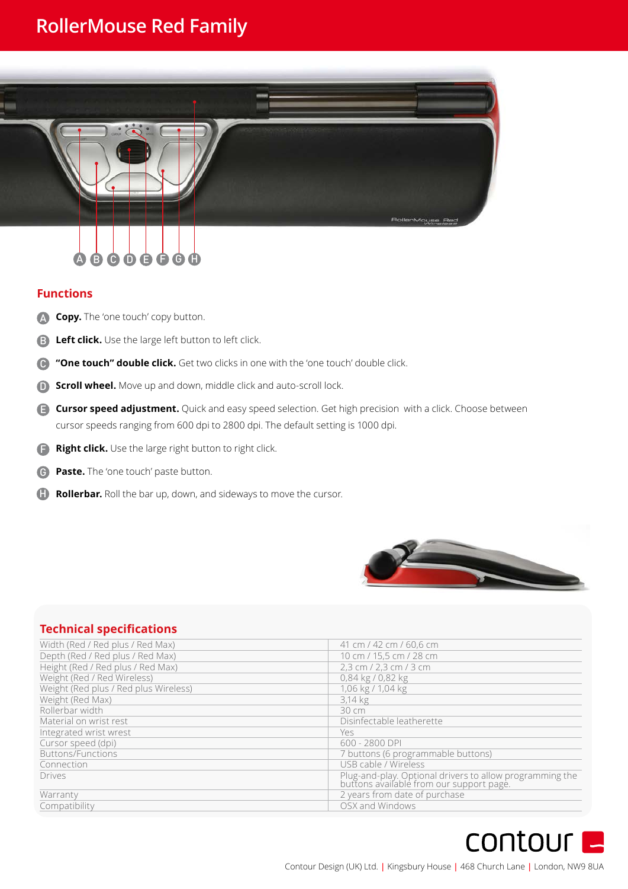# RollerMouse Red Family

A B C D E F G H

## Functions

- **A** **Copy.** The 'one touch' copy button.
- **B** **Left click.** Use the large left button to left click.
- **C** **"One touch" double click.** Get two clicks in one with the 'one touch' double click.
- **D** **Scroll wheel.** Move up and down, middle click and auto-scroll lock.
- **E** **Cursor speed adjustment.** Quick and easy speed selection. Get high precision with a click. Choose between cursor speeds ranging from 600 dpi to 2800 dpi. The default setting is 1000 dpi.
- **F** **Right click.** Use the large right button to right click.
- **G** **Paste.** The 'one touch' paste button.
- **H** **Rollerbar.** Roll the bar up, down, and sideways to move the cursor.

## Technical specifications

| | |
|---|---|
| Width (Red / Red plus / Red Max) | 41 cm / 42 cm / 60,6 cm |
| Depth (Red / Red plus / Red Max) | 10 cm / 15,5 cm / 28 cm |
| Height (Red / Red plus / Red Max) | 2,3 cm / 2,3 cm / 3 cm |
| Weight (Red / Red Wireless) | 0,84 kg / 0,82 kg |
| Weight (Red plus / Red plus Wireless) | 1,06 kg / 1,04 kg |
| Weight (Red Max) | 3,14 kg |
| Rollerbar width | 30 cm |
| Material on wrist rest | Disinfectable leatherette |
| Integrated wrist wrest | Yes |
| Cursor speed (dpi) | 600 - 2800 DPI |
| Buttons/Functions | 7 buttons (6 programmable buttons) |
| Connection | USB cable / Wireless |
| Drives | Plug-and-play. Optional drivers to allow programming the buttons available from our support page. |
| Warranty | 2 years from date of purchase |
| Compatibility | OSX and Windows |

contour

Contour Design (UK) Ltd. | Kingsbury House | 468 Church Lane | London, NW9 8UA